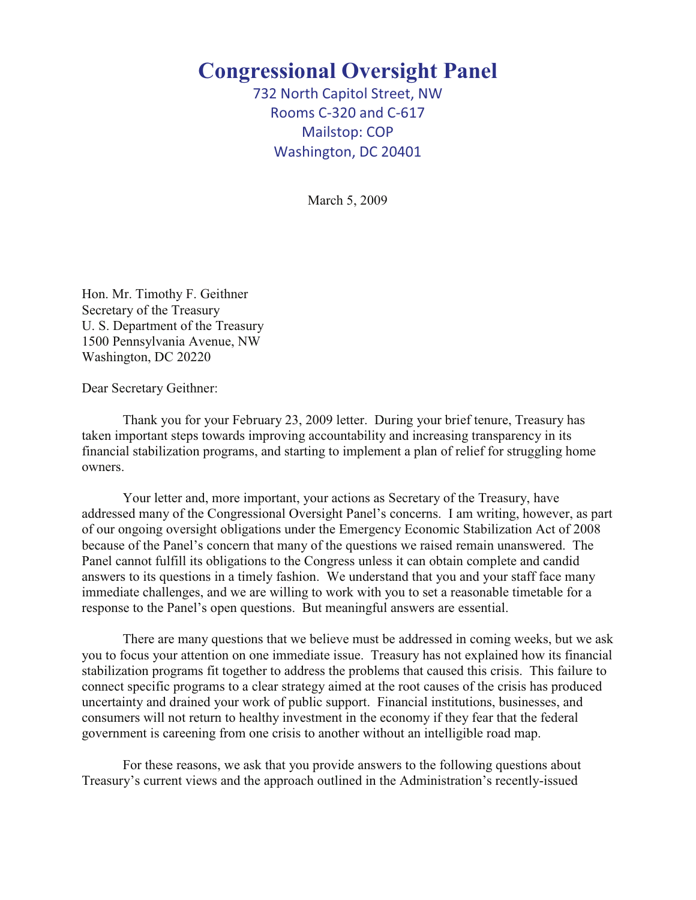# Congressional Oversight Panel

732 North Capitol Street, NW
Rooms C-320 and C-617
Mailstop: COP
Washington, DC 20401

March 5, 2009

Hon. Mr. Timothy F. Geithner
Secretary of the Treasury
U. S. Department of the Treasury
1500 Pennsylvania Avenue, NW
Washington, DC 20220

Dear Secretary Geithner:

Thank you for your February 23, 2009 letter. During your brief tenure, Treasury has taken important steps towards improving accountability and increasing transparency in its financial stabilization programs, and starting to implement a plan of relief for struggling home owners.

Your letter and, more important, your actions as Secretary of the Treasury, have addressed many of the Congressional Oversight Panel's concerns. I am writing, however, as part of our ongoing oversight obligations under the Emergency Economic Stabilization Act of 2008 because of the Panel's concern that many of the questions we raised remain unanswered. The Panel cannot fulfill its obligations to the Congress unless it can obtain complete and candid answers to its questions in a timely fashion. We understand that you and your staff face many immediate challenges, and we are willing to work with you to set a reasonable timetable for a response to the Panel's open questions. But meaningful answers are essential.

There are many questions that we believe must be addressed in coming weeks, but we ask you to focus your attention on one immediate issue. Treasury has not explained how its financial stabilization programs fit together to address the problems that caused this crisis. This failure to connect specific programs to a clear strategy aimed at the root causes of the crisis has produced uncertainty and drained your work of public support. Financial institutions, businesses, and consumers will not return to healthy investment in the economy if they fear that the federal government is careening from one crisis to another without an intelligible road map.

For these reasons, we ask that you provide answers to the following questions about Treasury's current views and the approach outlined in the Administration's recently-issued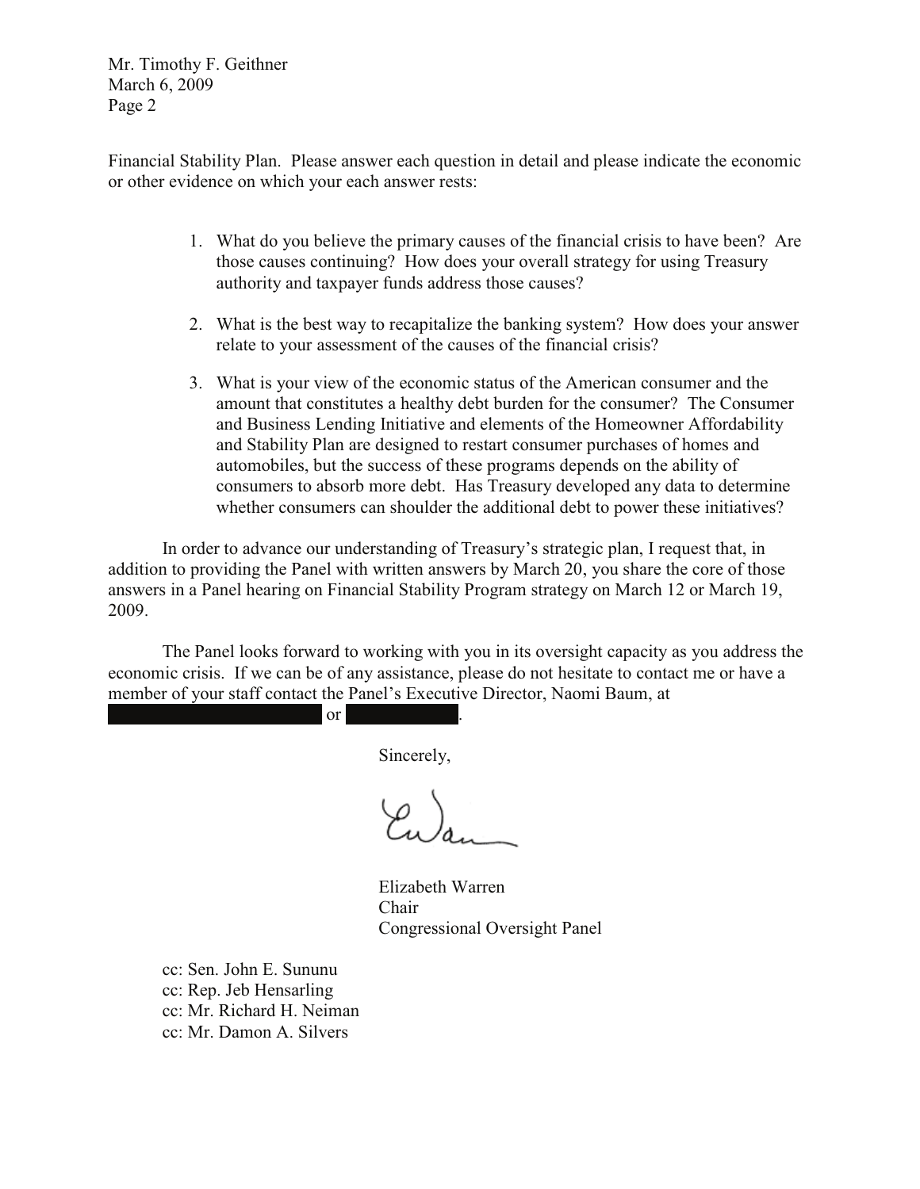Financial Stability Plan. Please answer each question in detail and please indicate the economic or other evidence on which your each answer rests:

1. What do you believe the primary causes of the financial crisis to have been? Are those causes continuing? How does your overall strategy for using Treasury authority and taxpayer funds address those causes?

2. What is the best way to recapitalize the banking system? How does your answer relate to your assessment of the causes of the financial crisis?

3. What is your view of the economic status of the American consumer and the amount that constitutes a healthy debt burden for the consumer? The Consumer and Business Lending Initiative and elements of the Homeowner Affordability and Stability Plan are designed to restart consumer purchases of homes and automobiles, but the success of these programs depends on the ability of consumers to absorb more debt. Has Treasury developed any data to determine whether consumers can shoulder the additional debt to power these initiatives?

In order to advance our understanding of Treasury's strategic plan, I request that, in addition to providing the Panel with written answers by March 20, you share the core of those answers in a Panel hearing on Financial Stability Program strategy on March 12 or March 19, 2009.

The Panel looks forward to working with you in its oversight capacity as you address the economic crisis. If we can be of any assistance, please do not hesitate to contact me or have a member of your staff contact the Panel's Executive Director, Naomi Baum, at [REDACTED] or [REDACTED].

Sincerely,

Elizabeth Warren
Chair
Congressional Oversight Panel

cc: Sen. John E. Sununu
cc: Rep. Jeb Hensarling
cc: Mr. Richard H. Neiman
cc: Mr. Damon A. Silvers